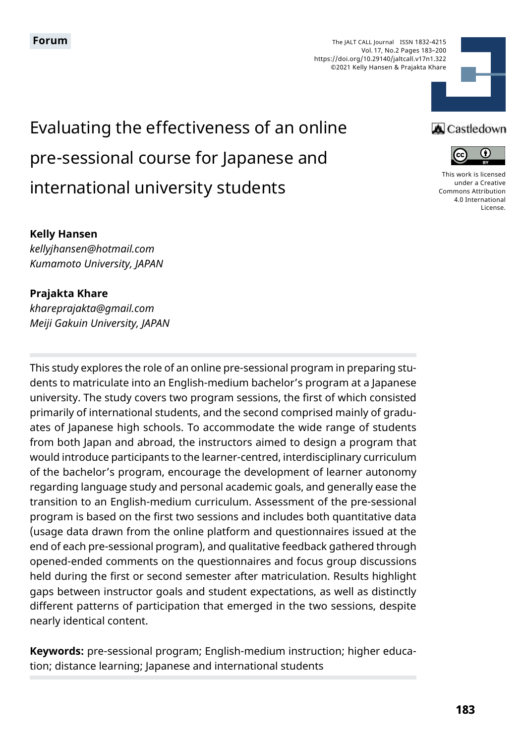Forum

# Evaluating the effectiveness of an online pre-sessional course for Japanese and international university students

**Kelly Hansen**
*kellyjhansen@hotmail.com*
*Kumamoto University, JAPAN*

**Prajakta Khare**
*khareprajakta@gmail.com*
*Meiji Gakuin University, JAPAN*

This study explores the role of an online pre-sessional program in preparing students to matriculate into an English-medium bachelor's program at a Japanese university. The study covers two program sessions, the first of which consisted primarily of international students, and the second comprised mainly of graduates of Japanese high schools. To accommodate the wide range of students from both Japan and abroad, the instructors aimed to design a program that would introduce participants to the learner-centred, interdisciplinary curriculum of the bachelor's program, encourage the development of learner autonomy regarding language study and personal academic goals, and generally ease the transition to an English-medium curriculum. Assessment of the pre-sessional program is based on the first two sessions and includes both quantitative data (usage data drawn from the online platform and questionnaires issued at the end of each pre-sessional program), and qualitative feedback gathered through opened-ended comments on the questionnaires and focus group discussions held during the first or second semester after matriculation. Results highlight gaps between instructor goals and student expectations, as well as distinctly different patterns of participation that emerged in the two sessions, despite nearly identical content.

**Keywords:** pre-sessional program; English-medium instruction; higher education; distance learning; Japanese and international students

This work is licensed under a Creative Commons Attribution 4.0 International License.

©2021 Kelly Hansen & Prajakta Khare
https://doi.org/10.29140/jaltcall.v17n1.322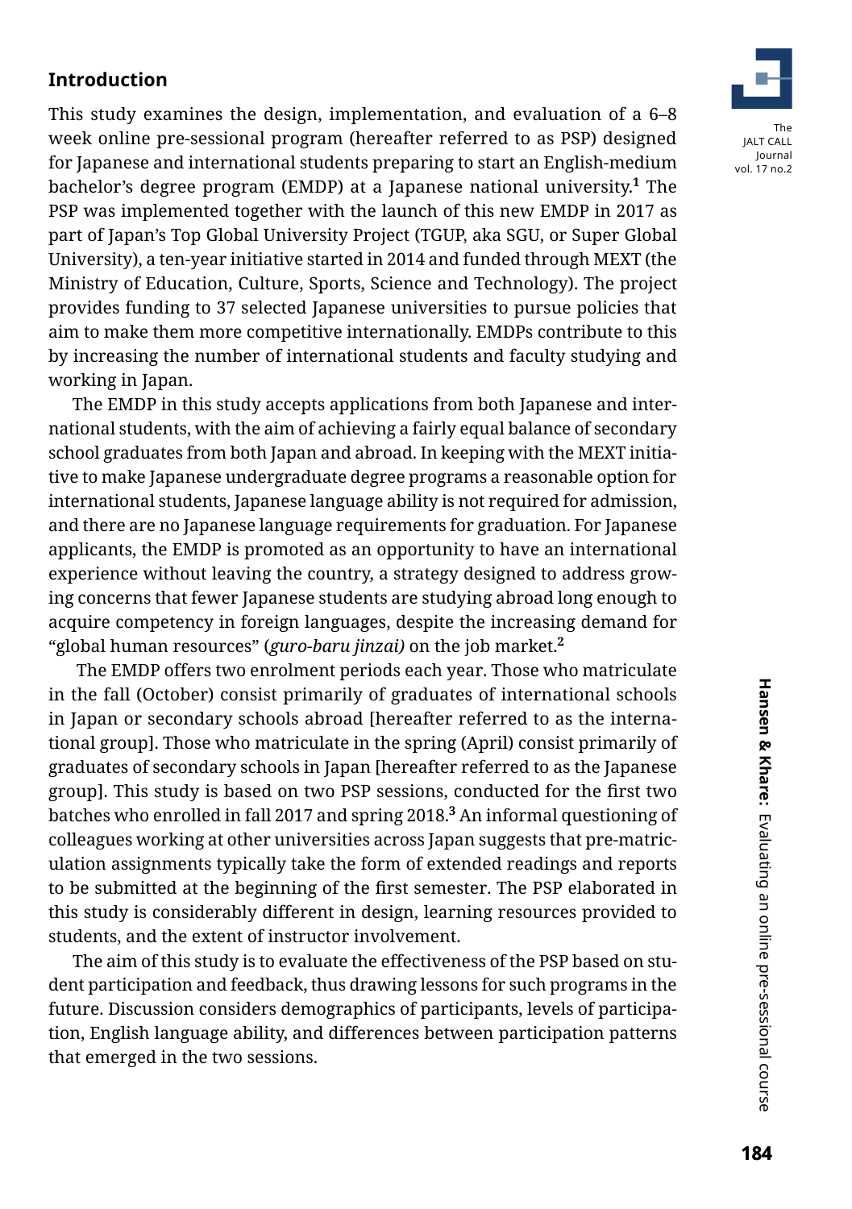## Introduction

This study examines the design, implementation, and evaluation of a 6–8 week online pre-sessional program (hereafter referred to as PSP) designed for Japanese and international students preparing to start an English-medium bachelor's degree program (EMDP) at a Japanese national university.[1] The PSP was implemented together with the launch of this new EMDP in 2017 as part of Japan's Top Global University Project (TGUP, aka SGU, or Super Global University), a ten-year initiative started in 2014 and funded through MEXT (the Ministry of Education, Culture, Sports, Science and Technology). The project provides funding to 37 selected Japanese universities to pursue policies that aim to make them more competitive internationally. EMDPs contribute to this by increasing the number of international students and faculty studying and working in Japan.

The EMDP in this study accepts applications from both Japanese and international students, with the aim of achieving a fairly equal balance of secondary school graduates from both Japan and abroad. In keeping with the MEXT initiative to make Japanese undergraduate degree programs a reasonable option for international students, Japanese language ability is not required for admission, and there are no Japanese language requirements for graduation. For Japanese applicants, the EMDP is promoted as an opportunity to have an international experience without leaving the country, a strategy designed to address growing concerns that fewer Japanese students are studying abroad long enough to acquire competency in foreign languages, despite the increasing demand for "global human resources" (*guro-baru jinzai)* on the job market.[2]

The EMDP offers two enrolment periods each year. Those who matriculate in the fall (October) consist primarily of graduates of international schools in Japan or secondary schools abroad [hereafter referred to as the international group]. Those who matriculate in the spring (April) consist primarily of graduates of secondary schools in Japan [hereafter referred to as the Japanese group]. This study is based on two PSP sessions, conducted for the first two batches who enrolled in fall 2017 and spring 2018.[3] An informal questioning of colleagues working at other universities across Japan suggests that pre-matriculation assignments typically take the form of extended readings and reports to be submitted at the beginning of the first semester. The PSP elaborated in this study is considerably different in design, learning resources provided to students, and the extent of instructor involvement.

The aim of this study is to evaluate the effectiveness of the PSP based on student participation and feedback, thus drawing lessons for such programs in the future. Discussion considers demographics of participants, levels of participation, English language ability, and differences between participation patterns that emerged in the two sessions.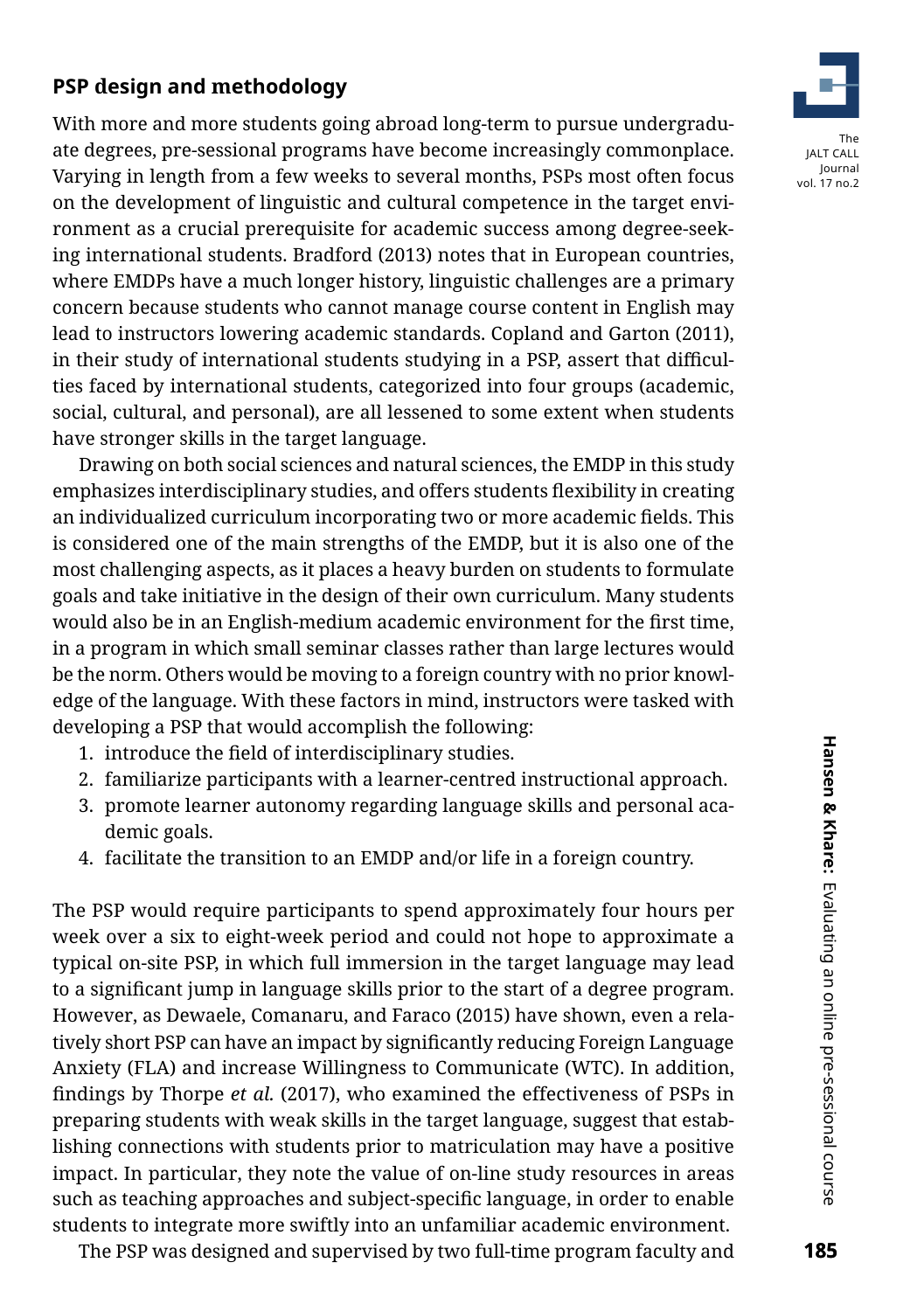## PSP design and methodology

With more and more students going abroad long-term to pursue undergraduate degrees, pre-sessional programs have become increasingly commonplace. Varying in length from a few weeks to several months, PSPs most often focus on the development of linguistic and cultural competence in the target environment as a crucial prerequisite for academic success among degree-seeking international students. Bradford (2013) notes that in European countries, where EMDPs have a much longer history, linguistic challenges are a primary concern because students who cannot manage course content in English may lead to instructors lowering academic standards. Copland and Garton (2011), in their study of international students studying in a PSP, assert that difficulties faced by international students, categorized into four groups (academic, social, cultural, and personal), are all lessened to some extent when students have stronger skills in the target language.

Drawing on both social sciences and natural sciences, the EMDP in this study emphasizes interdisciplinary studies, and offers students flexibility in creating an individualized curriculum incorporating two or more academic fields. This is considered one of the main strengths of the EMDP, but it is also one of the most challenging aspects, as it places a heavy burden on students to formulate goals and take initiative in the design of their own curriculum. Many students would also be in an English-medium academic environment for the first time, in a program in which small seminar classes rather than large lectures would be the norm. Others would be moving to a foreign country with no prior knowledge of the language. With these factors in mind, instructors were tasked with developing a PSP that would accomplish the following:

1. introduce the field of interdisciplinary studies.
2. familiarize participants with a learner-centred instructional approach.
3. promote learner autonomy regarding language skills and personal academic goals.
4. facilitate the transition to an EMDP and/or life in a foreign country.

The PSP would require participants to spend approximately four hours per week over a six to eight-week period and could not hope to approximate a typical on-site PSP, in which full immersion in the target language may lead to a significant jump in language skills prior to the start of a degree program. However, as Dewaele, Comanaru, and Faraco (2015) have shown, even a relatively short PSP can have an impact by significantly reducing Foreign Language Anxiety (FLA) and increase Willingness to Communicate (WTC). In addition, findings by Thorpe *et al.* (2017), who examined the effectiveness of PSPs in preparing students with weak skills in the target language, suggest that establishing connections with students prior to matriculation may have a positive impact. In particular, they note the value of on-line study resources in areas such as teaching approaches and subject-specific language, in order to enable students to integrate more swiftly into an unfamiliar academic environment.

The PSP was designed and supervised by two full-time program faculty and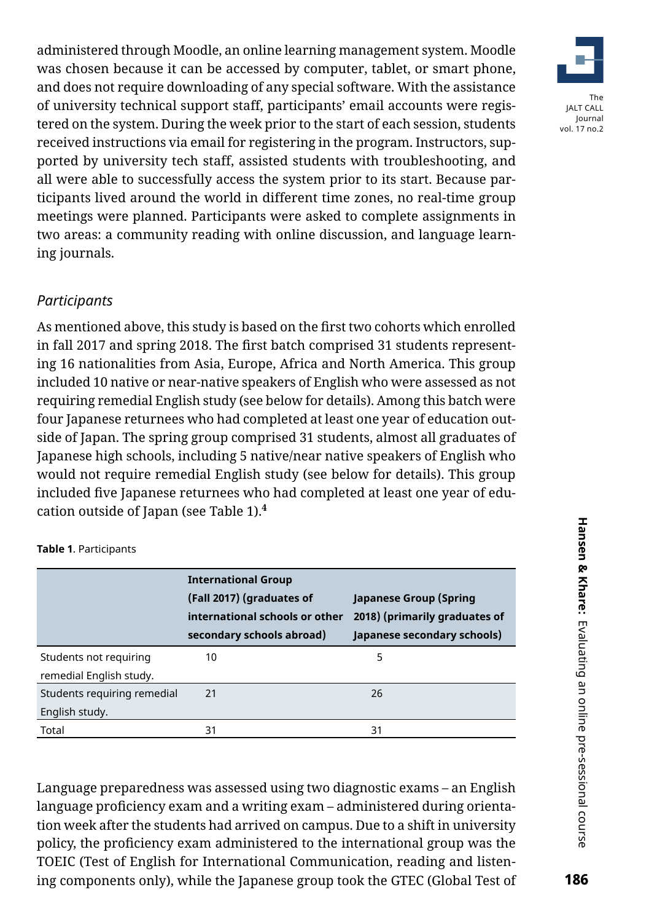administered through Moodle, an online learning management system. Moodle was chosen because it can be accessed by computer, tablet, or smart phone, and does not require downloading of any special software. With the assistance of university technical support staff, participants' email accounts were registered on the system. During the week prior to the start of each session, students received instructions via email for registering in the program. Instructors, supported by university tech staff, assisted students with troubleshooting, and all were able to successfully access the system prior to its start. Because participants lived around the world in different time zones, no real-time group meetings were planned. Participants were asked to complete assignments in two areas: a community reading with online discussion, and language learning journals.

### *Participants*

As mentioned above, this study is based on the first two cohorts which enrolled in fall 2017 and spring 2018. The first batch comprised 31 students representing 16 nationalities from Asia, Europe, Africa and North America. This group included 10 native or near-native speakers of English who were assessed as not requiring remedial English study (see below for details). Among this batch were four Japanese returnees who had completed at least one year of education outside of Japan. The spring group comprised 31 students, almost all graduates of Japanese high schools, including 5 native/near native speakers of English who would not require remedial English study (see below for details). This group included five Japanese returnees who had completed at least one year of education outside of Japan (see Table 1).[4]

**Table 1**. Participants

| | International Group (Fall 2017) (graduates of international schools or other secondary schools abroad) | Japanese Group (Spring 2018) (primarily graduates of Japanese secondary schools) |
|---|---|---|
| Students not requiring remedial English study. | 10 | 5 |
| Students requiring remedial English study. | 21 | 26 |
| Total | 31 | 31 |

Language preparedness was assessed using two diagnostic exams – an English language proficiency exam and a writing exam – administered during orientation week after the students had arrived on campus. Due to a shift in university policy, the proficiency exam administered to the international group was the TOEIC (Test of English for International Communication, reading and listening components only), while the Japanese group took the GTEC (Global Test of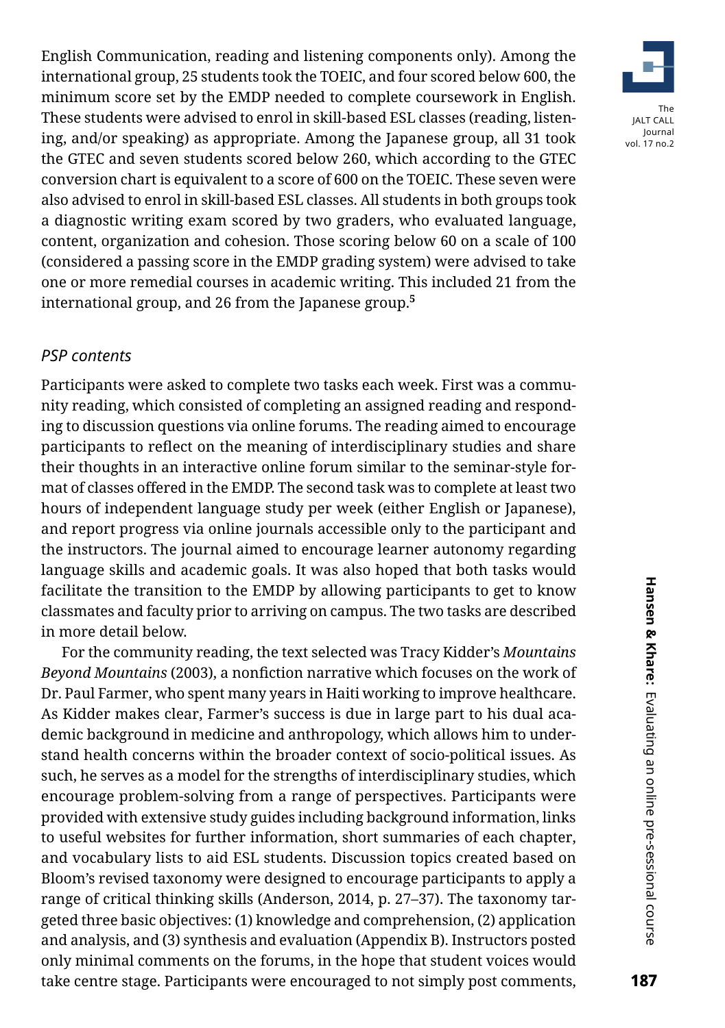English Communication, reading and listening components only). Among the international group, 25 students took the TOEIC, and four scored below 600, the minimum score set by the EMDP needed to complete coursework in English. These students were advised to enrol in skill-based ESL classes (reading, listening, and/or speaking) as appropriate. Among the Japanese group, all 31 took the GTEC and seven students scored below 260, which according to the GTEC conversion chart is equivalent to a score of 600 on the TOEIC. These seven were also advised to enrol in skill-based ESL classes. All students in both groups took a diagnostic writing exam scored by two graders, who evaluated language, content, organization and cohesion. Those scoring below 60 on a scale of 100 (considered a passing score in the EMDP grading system) were advised to take one or more remedial courses in academic writing. This included 21 from the international group, and 26 from the Japanese group.[5]

### *PSP contents*

Participants were asked to complete two tasks each week. First was a community reading, which consisted of completing an assigned reading and responding to discussion questions via online forums. The reading aimed to encourage participants to reflect on the meaning of interdisciplinary studies and share their thoughts in an interactive online forum similar to the seminar-style format of classes offered in the EMDP. The second task was to complete at least two hours of independent language study per week (either English or Japanese), and report progress via online journals accessible only to the participant and the instructors. The journal aimed to encourage learner autonomy regarding language skills and academic goals. It was also hoped that both tasks would facilitate the transition to the EMDP by allowing participants to get to know classmates and faculty prior to arriving on campus. The two tasks are described in more detail below.

For the community reading, the text selected was Tracy Kidder's *Mountains Beyond Mountains* (2003), a nonfiction narrative which focuses on the work of Dr. Paul Farmer, who spent many years in Haiti working to improve healthcare. As Kidder makes clear, Farmer's success is due in large part to his dual academic background in medicine and anthropology, which allows him to understand health concerns within the broader context of socio-political issues. As such, he serves as a model for the strengths of interdisciplinary studies, which encourage problem-solving from a range of perspectives. Participants were provided with extensive study guides including background information, links to useful websites for further information, short summaries of each chapter, and vocabulary lists to aid ESL students. Discussion topics created based on Bloom's revised taxonomy were designed to encourage participants to apply a range of critical thinking skills (Anderson, 2014, p. 27–37). The taxonomy targeted three basic objectives: (1) knowledge and comprehension, (2) application and analysis, and (3) synthesis and evaluation (Appendix B). Instructors posted only minimal comments on the forums, in the hope that student voices would take centre stage. Participants were encouraged to not simply post comments,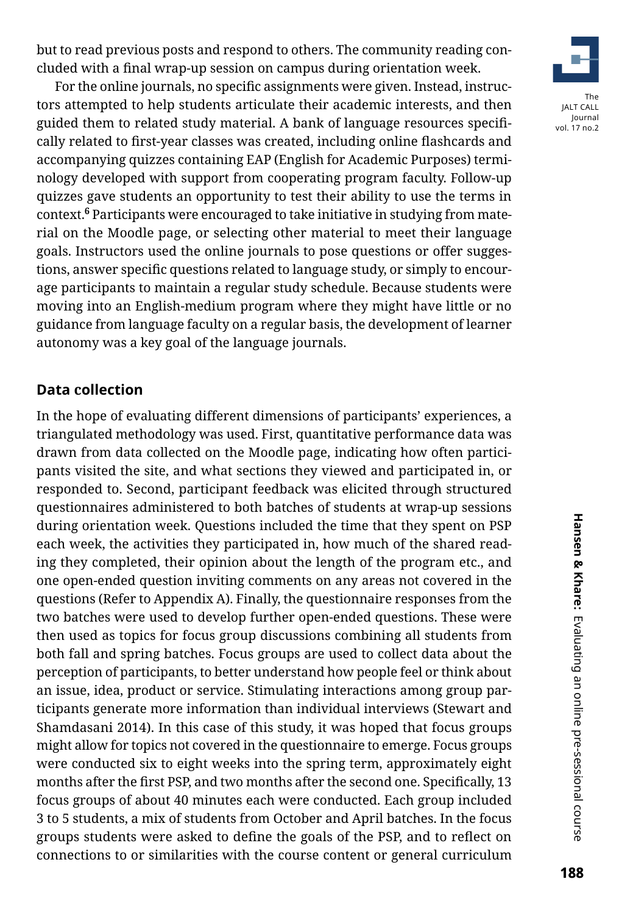but to read previous posts and respond to others. The community reading concluded with a final wrap-up session on campus during orientation week.

For the online journals, no specific assignments were given. Instead, instructors attempted to help students articulate their academic interests, and then guided them to related study material. A bank of language resources specifically related to first-year classes was created, including online flashcards and accompanying quizzes containing EAP (English for Academic Purposes) terminology developed with support from cooperating program faculty. Follow-up quizzes gave students an opportunity to test their ability to use the terms in context.[6] Participants were encouraged to take initiative in studying from material on the Moodle page, or selecting other material to meet their language goals. Instructors used the online journals to pose questions or offer suggestions, answer specific questions related to language study, or simply to encourage participants to maintain a regular study schedule. Because students were moving into an English-medium program where they might have little or no guidance from language faculty on a regular basis, the development of learner autonomy was a key goal of the language journals.

## Data collection

In the hope of evaluating different dimensions of participants' experiences, a triangulated methodology was used. First, quantitative performance data was drawn from data collected on the Moodle page, indicating how often participants visited the site, and what sections they viewed and participated in, or responded to. Second, participant feedback was elicited through structured questionnaires administered to both batches of students at wrap-up sessions during orientation week. Questions included the time that they spent on PSP each week, the activities they participated in, how much of the shared reading they completed, their opinion about the length of the program etc., and one open-ended question inviting comments on any areas not covered in the questions (Refer to Appendix A). Finally, the questionnaire responses from the two batches were used to develop further open-ended questions. These were then used as topics for focus group discussions combining all students from both fall and spring batches. Focus groups are used to collect data about the perception of participants, to better understand how people feel or think about an issue, idea, product or service. Stimulating interactions among group participants generate more information than individual interviews (Stewart and Shamdasani 2014). In this case of this study, it was hoped that focus groups might allow for topics not covered in the questionnaire to emerge. Focus groups were conducted six to eight weeks into the spring term, approximately eight months after the first PSP, and two months after the second one. Specifically, 13 focus groups of about 40 minutes each were conducted. Each group included 3 to 5 students, a mix of students from October and April batches. In the focus groups students were asked to define the goals of the PSP, and to reflect on connections to or similarities with the course content or general curriculum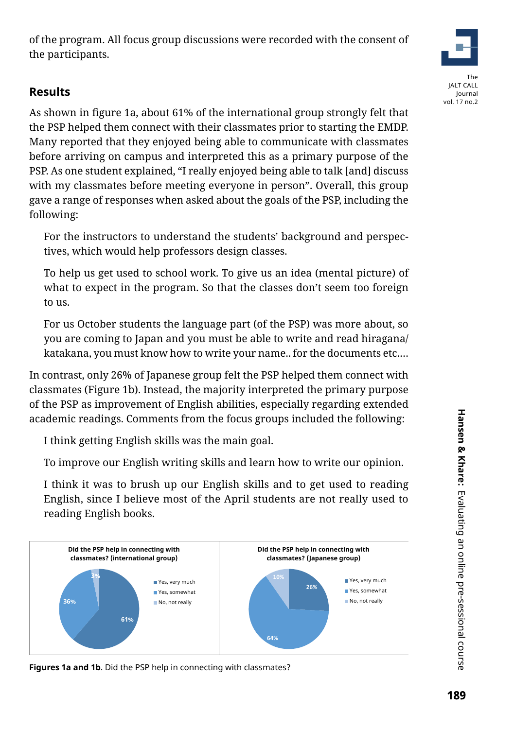of the program. All focus group discussions were recorded with the consent of the participants.

## Results

As shown in figure 1a, about 61% of the international group strongly felt that the PSP helped them connect with their classmates prior to starting the EMDP. Many reported that they enjoyed being able to communicate with classmates before arriving on campus and interpreted this as a primary purpose of the PSP. As one student explained, "I really enjoyed being able to talk [and] discuss with my classmates before meeting everyone in person". Overall, this group gave a range of responses when asked about the goals of the PSP, including the following:

> For the instructors to understand the students' background and perspectives, which would help professors design classes.
>
> To help us get used to school work. To give us an idea (mental picture) of what to expect in the program. So that the classes don't seem too foreign to us.
>
> For us October students the language part (of the PSP) was more about, so you are coming to Japan and you must be able to write and read hiragana/katakana, you must know how to write your name.. for the documents etc.…

In contrast, only 26% of Japanese group felt the PSP helped them connect with classmates (Figure 1b). Instead, the majority interpreted the primary purpose of the PSP as improvement of English abilities, especially regarding extended academic readings. Comments from the focus groups included the following:

> I think getting English skills was the main goal.
>
> To improve our English writing skills and learn how to write our opinion.
>
> I think it was to brush up our English skills and to get used to reading English, since I believe most of the April students are not really used to reading English books.

**Did the PSP help in connecting with classmates? (international group)**

| Response | % |
|---|---|
| Yes, very much | 61% |
| Yes, somewhat | 36% |
| No, not really | 3% |

**Did the PSP help in connecting with classmates? (Japanese group)**

| Response | % |
|---|---|
| Yes, very much | 26% |
| Yes, somewhat | 64% |
| No, not really | 10% |

**Figures 1a and 1b**. Did the PSP help in connecting with classmates?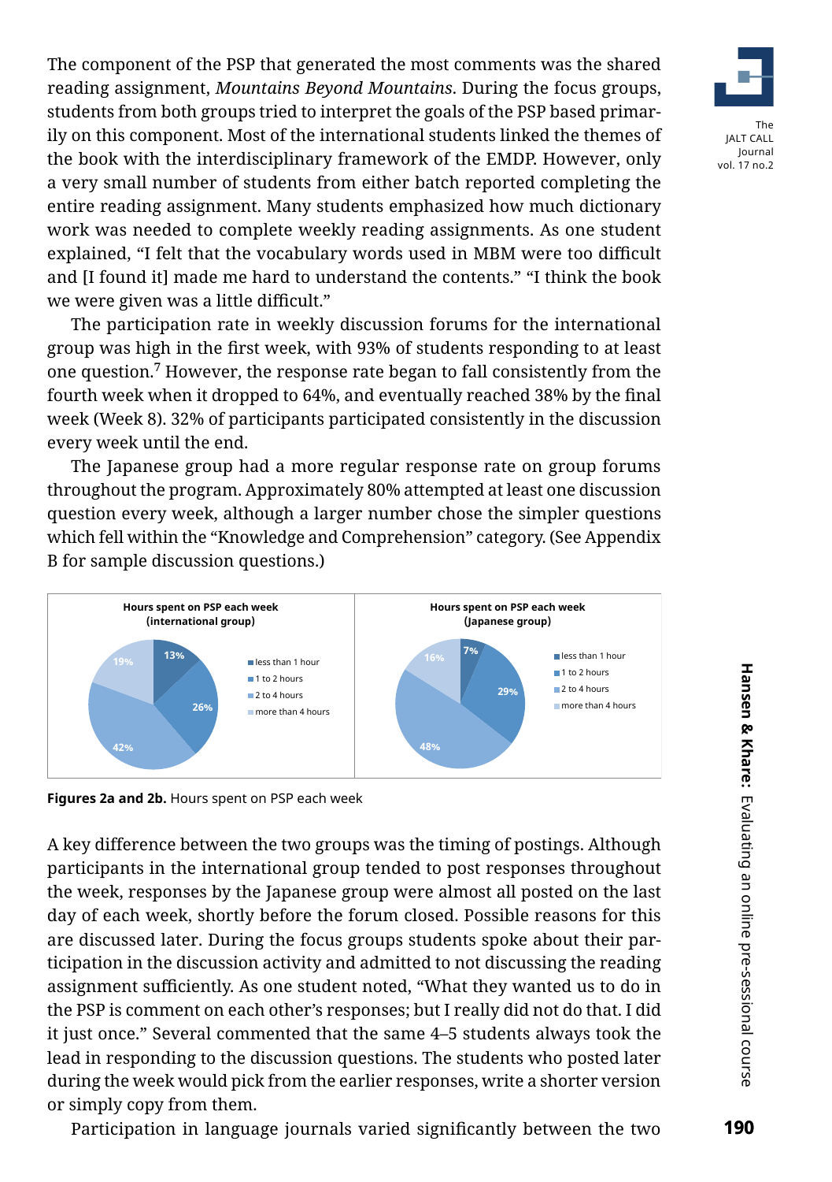The component of the PSP that generated the most comments was the shared reading assignment, *Mountains Beyond Mountains*. During the focus groups, students from both groups tried to interpret the goals of the PSP based primarily on this component. Most of the international students linked the themes of the book with the interdisciplinary framework of the EMDP. However, only a very small number of students from either batch reported completing the entire reading assignment. Many students emphasized how much dictionary work was needed to complete weekly reading assignments. As one student explained, "I felt that the vocabulary words used in MBM were too difficult and [I found it] made me hard to understand the contents." "I think the book we were given was a little difficult."

The participation rate in weekly discussion forums for the international group was high in the first week, with 93% of students responding to at least one question.[7] However, the response rate began to fall consistently from the fourth week when it dropped to 64%, and eventually reached 38% by the final week (Week 8). 32% of participants participated consistently in the discussion every week until the end.

The Japanese group had a more regular response rate on group forums throughout the program. Approximately 80% attempted at least one discussion question every week, although a larger number chose the simpler questions which fell within the "Knowledge and Comprehension" category. (See Appendix B for sample discussion questions.)

**Hours spent on PSP each week (international group)**

| Hours | % |
|---|---|
| less than 1 hour | 13% |
| 1 to 2 hours | 26% |
| 2 to 4 hours | 42% |
| more than 4 hours | 19% |

**Hours spent on PSP each week (Japanese group)**

| Hours | % |
|---|---|
| less than 1 hour | 7% |
| 1 to 2 hours | 29% |
| 2 to 4 hours | 48% |
| more than 4 hours | 16% |

**Figures 2a and 2b.** Hours spent on PSP each week

A key difference between the two groups was the timing of postings. Although participants in the international group tended to post responses throughout the week, responses by the Japanese group were almost all posted on the last day of each week, shortly before the forum closed. Possible reasons for this are discussed later. During the focus groups students spoke about their participation in the discussion activity and admitted to not discussing the reading assignment sufficiently. As one student noted, "What they wanted us to do in the PSP is comment on each other's responses; but I really did not do that. I did it just once." Several commented that the same 4–5 students always took the lead in responding to the discussion questions. The students who posted later during the week would pick from the earlier responses, write a shorter version or simply copy from them.

Participation in language journals varied significantly between the two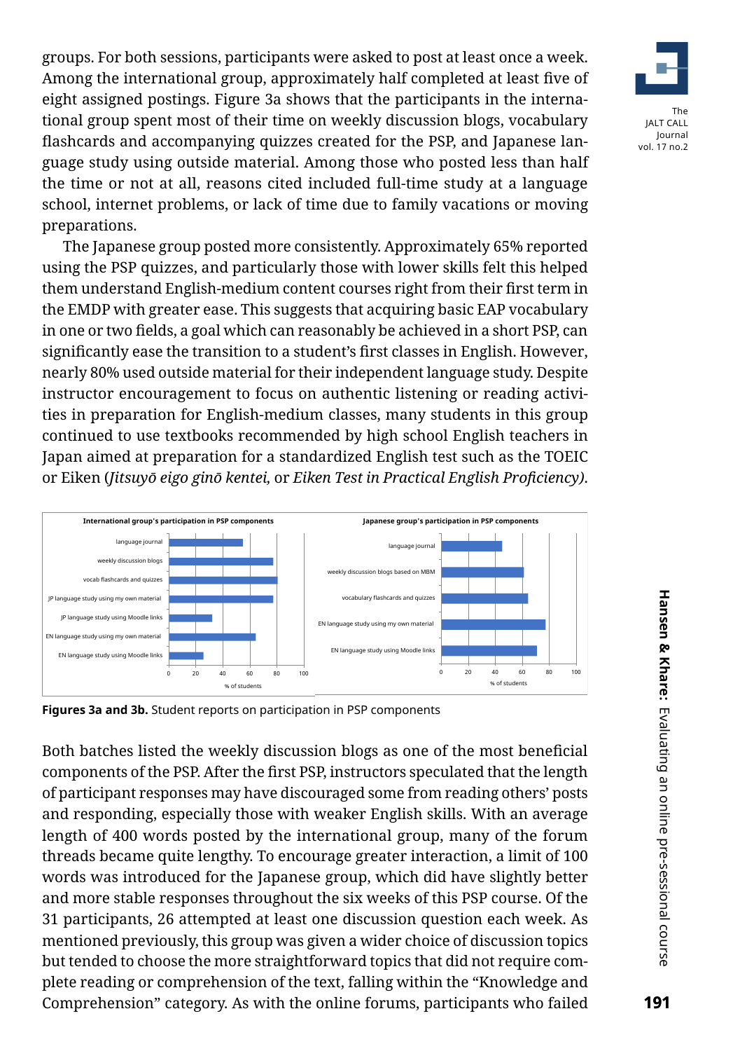groups. For both sessions, participants were asked to post at least once a week. Among the international group, approximately half completed at least five of eight assigned postings. Figure 3a shows that the participants in the international group spent most of their time on weekly discussion blogs, vocabulary flashcards and accompanying quizzes created for the PSP, and Japanese language study using outside material. Among those who posted less than half the time or not at all, reasons cited included full-time study at a language school, internet problems, or lack of time due to family vacations or moving preparations.

The Japanese group posted more consistently. Approximately 65% reported using the PSP quizzes, and particularly those with lower skills felt this helped them understand English-medium content courses right from their first term in the EMDP with greater ease. This suggests that acquiring basic EAP vocabulary in one or two fields, a goal which can reasonably be achieved in a short PSP, can significantly ease the transition to a student's first classes in English. However, nearly 80% used outside material for their independent language study. Despite instructor encouragement to focus on authentic listening or reading activities in preparation for English-medium classes, many students in this group continued to use textbooks recommended by high school English teachers in Japan aimed at preparation for a standardized English test such as the TOEIC or Eiken (*Jitsuyō eigo ginō kentei,* or *Eiken Test in Practical English Proficiency).*

**Figures 3a and 3b.** Student reports on participation in PSP components

Both batches listed the weekly discussion blogs as one of the most beneficial components of the PSP. After the first PSP, instructors speculated that the length of participant responses may have discouraged some from reading others' posts and responding, especially those with weaker English skills. With an average length of 400 words posted by the international group, many of the forum threads became quite lengthy. To encourage greater interaction, a limit of 100 words was introduced for the Japanese group, which did have slightly better and more stable responses throughout the six weeks of this PSP course. Of the 31 participants, 26 attempted at least one discussion question each week. As mentioned previously, this group was given a wider choice of discussion topics but tended to choose the more straightforward topics that did not require complete reading or comprehension of the text, falling within the "Knowledge and Comprehension" category. As with the online forums, participants who failed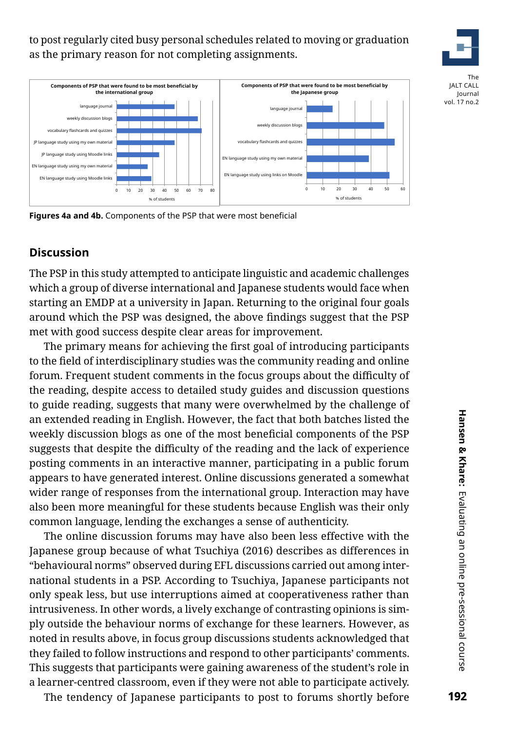to post regularly cited busy personal schedules related to moving or graduation as the primary reason for not completing assignments.

**Figures 4a and 4b.** Components of the PSP that were most beneficial

## Discussion

The PSP in this study attempted to anticipate linguistic and academic challenges which a group of diverse international and Japanese students would face when starting an EMDP at a university in Japan. Returning to the original four goals around which the PSP was designed, the above findings suggest that the PSP met with good success despite clear areas for improvement.

The primary means for achieving the first goal of introducing participants to the field of interdisciplinary studies was the community reading and online forum. Frequent student comments in the focus groups about the difficulty of the reading, despite access to detailed study guides and discussion questions to guide reading, suggests that many were overwhelmed by the challenge of an extended reading in English. However, the fact that both batches listed the weekly discussion blogs as one of the most beneficial components of the PSP suggests that despite the difficulty of the reading and the lack of experience posting comments in an interactive manner, participating in a public forum appears to have generated interest. Online discussions generated a somewhat wider range of responses from the international group. Interaction may have also been more meaningful for these students because English was their only common language, lending the exchanges a sense of authenticity.

The online discussion forums may have also been less effective with the Japanese group because of what Tsuchiya (2016) describes as differences in “behavioural norms” observed during EFL discussions carried out among international students in a PSP. According to Tsuchiya, Japanese participants not only speak less, but use interruptions aimed at cooperativeness rather than intrusiveness. In other words, a lively exchange of contrasting opinions is simply outside the behaviour norms of exchange for these learners. However, as noted in results above, in focus group discussions students acknowledged that they failed to follow instructions and respond to other participants’ comments. This suggests that participants were gaining awareness of the student’s role in a learner-centred classroom, even if they were not able to participate actively.

The tendency of Japanese participants to post to forums shortly before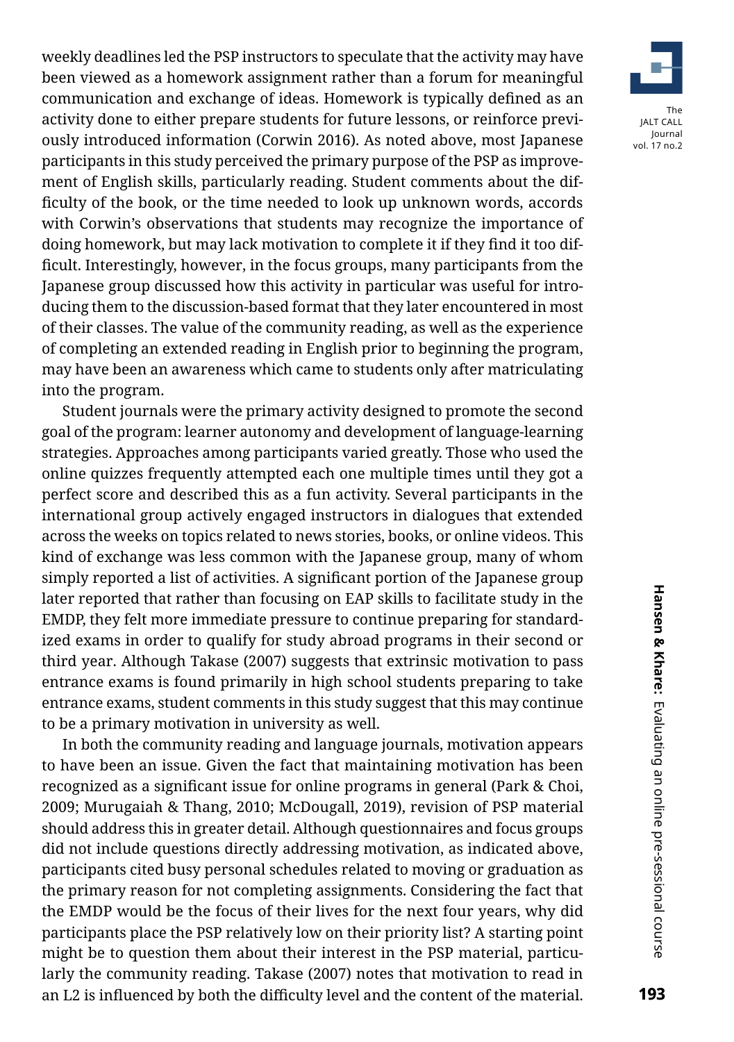weekly deadlines led the PSP instructors to speculate that the activity may have been viewed as a homework assignment rather than a forum for meaningful communication and exchange of ideas. Homework is typically defined as an activity done to either prepare students for future lessons, or reinforce previously introduced information (Corwin 2016). As noted above, most Japanese participants in this study perceived the primary purpose of the PSP as improvement of English skills, particularly reading. Student comments about the difficulty of the book, or the time needed to look up unknown words, accords with Corwin's observations that students may recognize the importance of doing homework, but may lack motivation to complete it if they find it too difficult. Interestingly, however, in the focus groups, many participants from the Japanese group discussed how this activity in particular was useful for introducing them to the discussion-based format that they later encountered in most of their classes. The value of the community reading, as well as the experience of completing an extended reading in English prior to beginning the program, may have been an awareness which came to students only after matriculating into the program.

Student journals were the primary activity designed to promote the second goal of the program: learner autonomy and development of language-learning strategies. Approaches among participants varied greatly. Those who used the online quizzes frequently attempted each one multiple times until they got a perfect score and described this as a fun activity. Several participants in the international group actively engaged instructors in dialogues that extended across the weeks on topics related to news stories, books, or online videos. This kind of exchange was less common with the Japanese group, many of whom simply reported a list of activities. A significant portion of the Japanese group later reported that rather than focusing on EAP skills to facilitate study in the EMDP, they felt more immediate pressure to continue preparing for standardized exams in order to qualify for study abroad programs in their second or third year. Although Takase (2007) suggests that extrinsic motivation to pass entrance exams is found primarily in high school students preparing to take entrance exams, student comments in this study suggest that this may continue to be a primary motivation in university as well.

In both the community reading and language journals, motivation appears to have been an issue. Given the fact that maintaining motivation has been recognized as a significant issue for online programs in general (Park & Choi, 2009; Murugaiah & Thang, 2010; McDougall, 2019), revision of PSP material should address this in greater detail. Although questionnaires and focus groups did not include questions directly addressing motivation, as indicated above, participants cited busy personal schedules related to moving or graduation as the primary reason for not completing assignments. Considering the fact that the EMDP would be the focus of their lives for the next four years, why did participants place the PSP relatively low on their priority list? A starting point might be to question them about their interest in the PSP material, particularly the community reading. Takase (2007) notes that motivation to read in an L2 is influenced by both the difficulty level and the content of the material.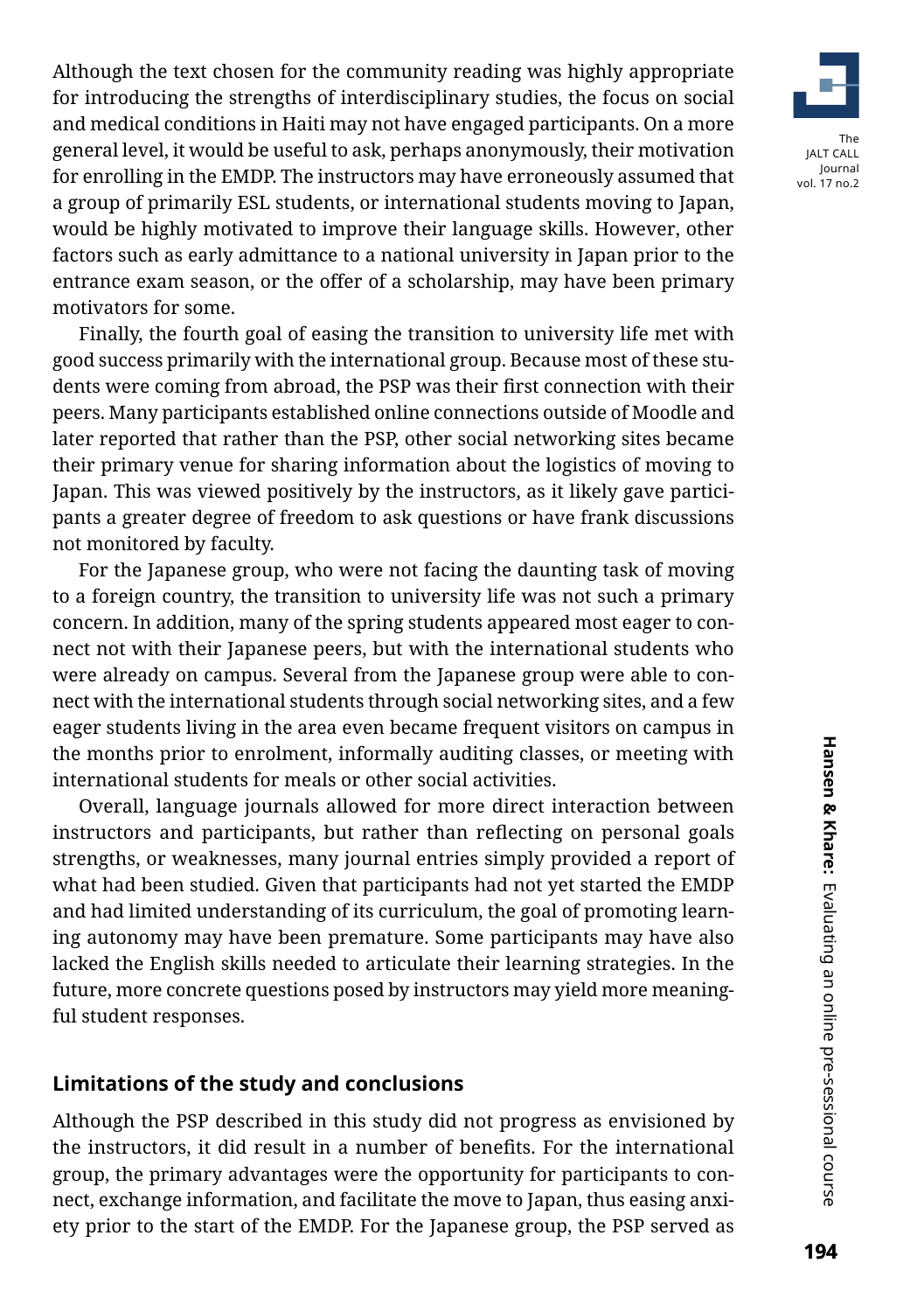Although the text chosen for the community reading was highly appropriate for introducing the strengths of interdisciplinary studies, the focus on social and medical conditions in Haiti may not have engaged participants. On a more general level, it would be useful to ask, perhaps anonymously, their motivation for enrolling in the EMDP. The instructors may have erroneously assumed that a group of primarily ESL students, or international students moving to Japan, would be highly motivated to improve their language skills. However, other factors such as early admittance to a national university in Japan prior to the entrance exam season, or the offer of a scholarship, may have been primary motivators for some.

Finally, the fourth goal of easing the transition to university life met with good success primarily with the international group. Because most of these students were coming from abroad, the PSP was their first connection with their peers. Many participants established online connections outside of Moodle and later reported that rather than the PSP, other social networking sites became their primary venue for sharing information about the logistics of moving to Japan. This was viewed positively by the instructors, as it likely gave participants a greater degree of freedom to ask questions or have frank discussions not monitored by faculty.

For the Japanese group, who were not facing the daunting task of moving to a foreign country, the transition to university life was not such a primary concern. In addition, many of the spring students appeared most eager to connect not with their Japanese peers, but with the international students who were already on campus. Several from the Japanese group were able to connect with the international students through social networking sites, and a few eager students living in the area even became frequent visitors on campus in the months prior to enrolment, informally auditing classes, or meeting with international students for meals or other social activities.

Overall, language journals allowed for more direct interaction between instructors and participants, but rather than reflecting on personal goals strengths, or weaknesses, many journal entries simply provided a report of what had been studied. Given that participants had not yet started the EMDP and had limited understanding of its curriculum, the goal of promoting learning autonomy may have been premature. Some participants may have also lacked the English skills needed to articulate their learning strategies. In the future, more concrete questions posed by instructors may yield more meaningful student responses.

## Limitations of the study and conclusions

Although the PSP described in this study did not progress as envisioned by the instructors, it did result in a number of benefits. For the international group, the primary advantages were the opportunity for participants to connect, exchange information, and facilitate the move to Japan, thus easing anxiety prior to the start of the EMDP. For the Japanese group, the PSP served as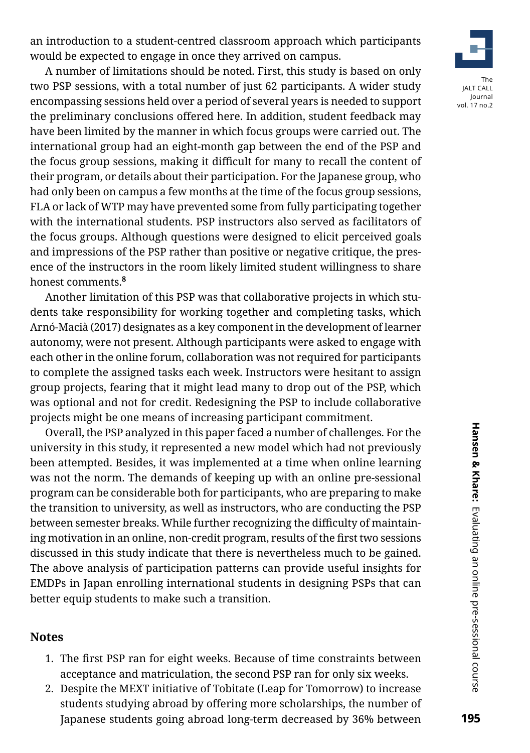an introduction to a student-centred classroom approach which participants would be expected to engage in once they arrived on campus.

A number of limitations should be noted. First, this study is based on only two PSP sessions, with a total number of just 62 participants. A wider study encompassing sessions held over a period of several years is needed to support the preliminary conclusions offered here. In addition, student feedback may have been limited by the manner in which focus groups were carried out. The international group had an eight-month gap between the end of the PSP and the focus group sessions, making it difficult for many to recall the content of their program, or details about their participation. For the Japanese group, who had only been on campus a few months at the time of the focus group sessions, FLA or lack of WTP may have prevented some from fully participating together with the international students. PSP instructors also served as facilitators of the focus groups. Although questions were designed to elicit perceived goals and impressions of the PSP rather than positive or negative critique, the presence of the instructors in the room likely limited student willingness to share honest comments.[8]

Another limitation of this PSP was that collaborative projects in which students take responsibility for working together and completing tasks, which Arnó-Macià (2017) designates as a key component in the development of learner autonomy, were not present. Although participants were asked to engage with each other in the online forum, collaboration was not required for participants to complete the assigned tasks each week. Instructors were hesitant to assign group projects, fearing that it might lead many to drop out of the PSP, which was optional and not for credit. Redesigning the PSP to include collaborative projects might be one means of increasing participant commitment.

Overall, the PSP analyzed in this paper faced a number of challenges. For the university in this study, it represented a new model which had not previously been attempted. Besides, it was implemented at a time when online learning was not the norm. The demands of keeping up with an online pre-sessional program can be considerable both for participants, who are preparing to make the transition to university, as well as instructors, who are conducting the PSP between semester breaks. While further recognizing the difficulty of maintaining motivation in an online, non-credit program, results of the first two sessions discussed in this study indicate that there is nevertheless much to be gained. The above analysis of participation patterns can provide useful insights for EMDPs in Japan enrolling international students in designing PSPs that can better equip students to make such a transition.

## Notes

1. The first PSP ran for eight weeks. Because of time constraints between acceptance and matriculation, the second PSP ran for only six weeks.
2. Despite the MEXT initiative of Tobitate (Leap for Tomorrow) to increase students studying abroad by offering more scholarships, the number of Japanese students going abroad long-term decreased by 36% between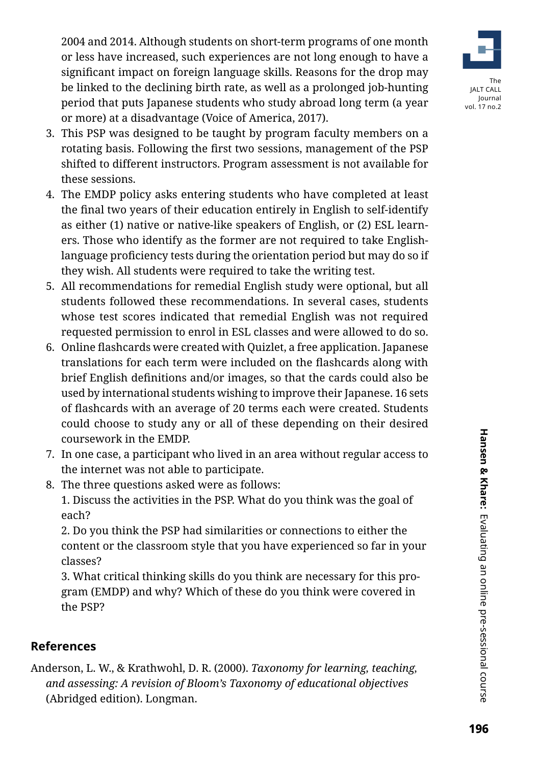2004 and 2014. Although students on short-term programs of one month or less have increased, such experiences are not long enough to have a significant impact on foreign language skills. Reasons for the drop may be linked to the declining birth rate, as well as a prolonged job-hunting period that puts Japanese students who study abroad long term (a year or more) at a disadvantage (Voice of America, 2017).

3. This PSP was designed to be taught by program faculty members on a rotating basis. Following the first two sessions, management of the PSP shifted to different instructors. Program assessment is not available for these sessions.
4. The EMDP policy asks entering students who have completed at least the final two years of their education entirely in English to self-identify as either (1) native or native-like speakers of English, or (2) ESL learners. Those who identify as the former are not required to take English-language proficiency tests during the orientation period but may do so if they wish. All students were required to take the writing test.
5. All recommendations for remedial English study were optional, but all students followed these recommendations. In several cases, students whose test scores indicated that remedial English was not required requested permission to enrol in ESL classes and were allowed to do so.
6. Online flashcards were created with Quizlet, a free application. Japanese translations for each term were included on the flashcards along with brief English definitions and/or images, so that the cards could also be used by international students wishing to improve their Japanese. 16 sets of flashcards with an average of 20 terms each were created. Students could choose to study any or all of these depending on their desired coursework in the EMDP.
7. In one case, a participant who lived in an area without regular access to the internet was not able to participate.
8. The three questions asked were as follows:
   1. Discuss the activities in the PSP. What do you think was the goal of each?
   2. Do you think the PSP had similarities or connections to either the content or the classroom style that you have experienced so far in your classes?
   3. What critical thinking skills do you think are necessary for this program (EMDP) and why? Which of these do you think were covered in the PSP?

## References

Anderson, L. W., & Krathwohl, D. R. (2000). *Taxonomy for learning, teaching, and assessing: A revision of Bloom's Taxonomy of educational objectives* (Abridged edition). Longman.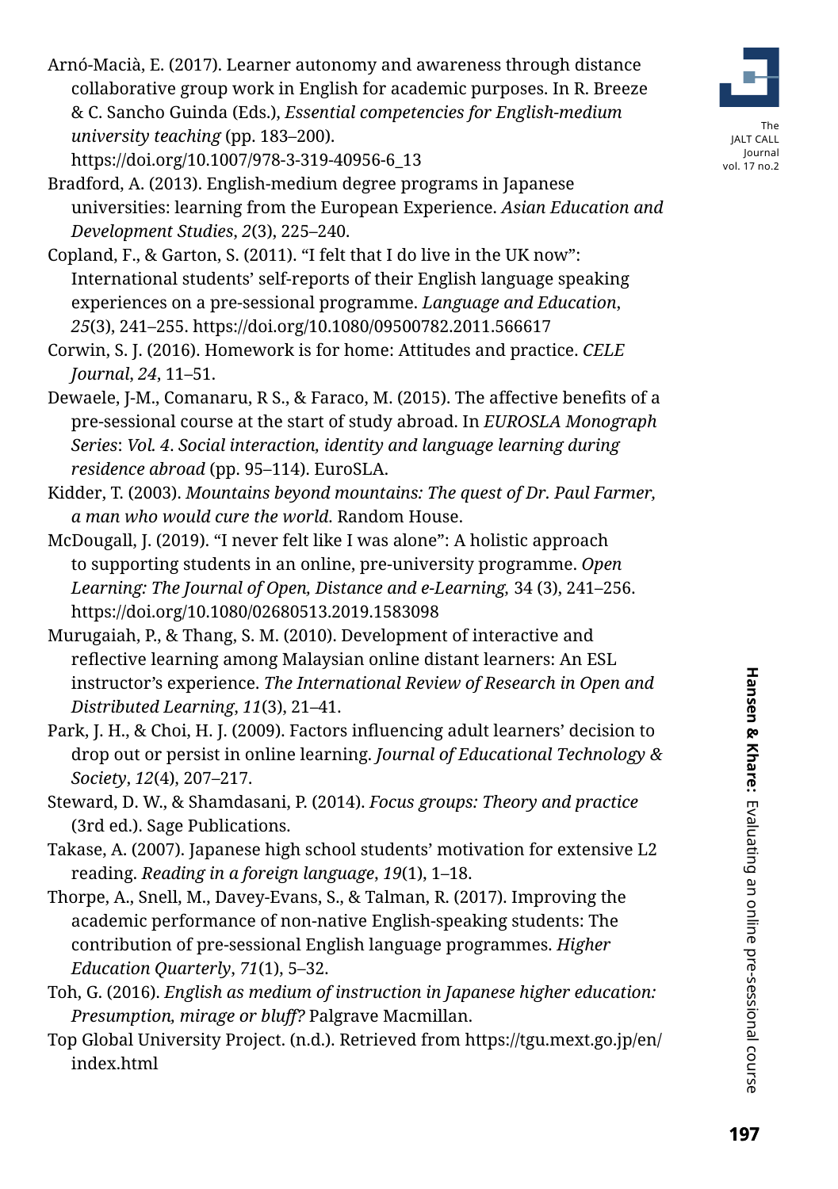Arnó-Macià, E. (2017). Learner autonomy and awareness through distance collaborative group work in English for academic purposes. In R. Breeze & C. Sancho Guinda (Eds.), *Essential competencies for English-medium university teaching* (pp. 183–200). https://doi.org/10.1007/978-3-319-40956-6_13

Bradford, A. (2013). English-medium degree programs in Japanese universities: learning from the European Experience. *Asian Education and Development Studies*, *2*(3), 225–240.

Copland, F., & Garton, S. (2011). "I felt that I do live in the UK now": International students' self-reports of their English language speaking experiences on a pre-sessional programme. *Language and Education*, *25*(3), 241–255. https://doi.org/10.1080/09500782.2011.566617

Corwin, S. J. (2016). Homework is for home: Attitudes and practice. *CELE Journal*, *24*, 11–51.

Dewaele, J-M., Comanaru, R S., & Faraco, M. (2015). The affective benefits of a pre-sessional course at the start of study abroad. In *EUROSLA Monograph Series*: *Vol. 4*. *Social interaction, identity and language learning during residence abroad* (pp. 95–114). EuroSLA.

Kidder, T. (2003). *Mountains beyond mountains: The quest of Dr. Paul Farmer, a man who would cure the world.* Random House.

McDougall, J. (2019). "I never felt like I was alone": A holistic approach to supporting students in an online, pre-university programme. *Open Learning: The Journal of Open, Distance and e-Learning,* 34 (3), 241–256. https://doi.org/10.1080/02680513.2019.1583098

Murugaiah, P., & Thang, S. M. (2010). Development of interactive and reflective learning among Malaysian online distant learners: An ESL instructor's experience. *The International Review of Research in Open and Distributed Learning*, *11*(3), 21–41.

Park, J. H., & Choi, H. J. (2009). Factors influencing adult learners' decision to drop out or persist in online learning. *Journal of Educational Technology & Society*, *12*(4), 207–217.

Steward, D. W., & Shamdasani, P. (2014). *Focus groups: Theory and practice* (3rd ed.). Sage Publications.

Takase, A. (2007). Japanese high school students' motivation for extensive L2 reading. *Reading in a foreign language*, *19*(1), 1–18.

Thorpe, A., Snell, M., Davey-Evans, S., & Talman, R. (2017). Improving the academic performance of non-native English-speaking students: The contribution of pre-sessional English language programmes. *Higher Education Quarterly*, *71*(1), 5–32.

Toh, G. (2016). *English as medium of instruction in Japanese higher education: Presumption, mirage or bluff?* Palgrave Macmillan.

Top Global University Project. (n.d.). Retrieved from https://tgu.mext.go.jp/en/index.html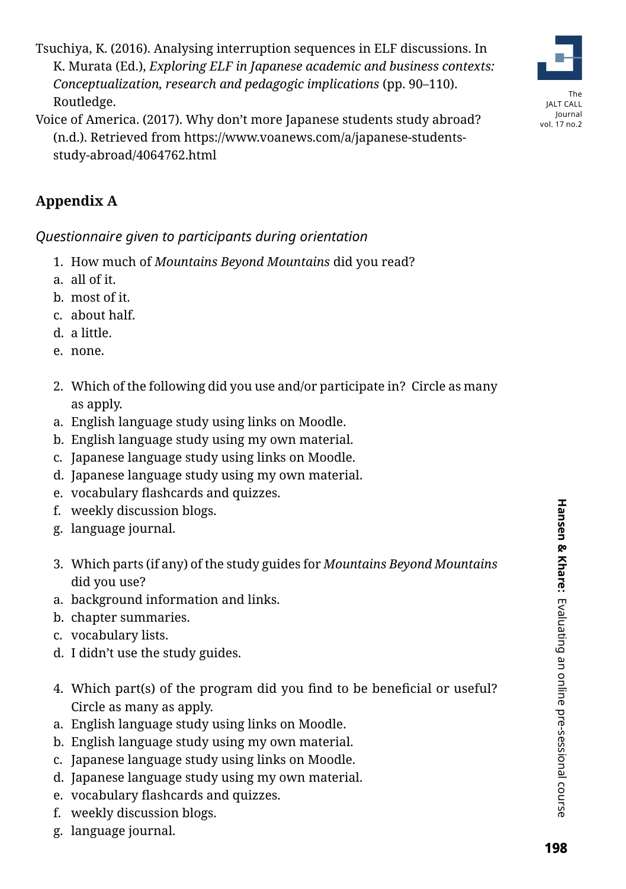Tsuchiya, K. (2016). Analysing interruption sequences in ELF discussions. In K. Murata (Ed.), *Exploring ELF in Japanese academic and business contexts: Conceptualization, research and pedagogic implications* (pp. 90–110). Routledge.

Voice of America. (2017). Why don't more Japanese students study abroad? (n.d.). Retrieved from https://www.voanews.com/a/japanese-students-study-abroad/4064762.html

## Appendix A

*Questionnaire given to participants during orientation*

1. How much of *Mountains Beyond Mountains* did you read?
   a. all of it.
   b. most of it.
   c. about half.
   d. a little.
   e. none.

2. Which of the following did you use and/or participate in? Circle as many as apply.
   a. English language study using links on Moodle.
   b. English language study using my own material.
   c. Japanese language study using links on Moodle.
   d. Japanese language study using my own material.
   e. vocabulary flashcards and quizzes.
   f. weekly discussion blogs.
   g. language journal.

3. Which parts (if any) of the study guides for *Mountains Beyond Mountains* did you use?
   a. background information and links.
   b. chapter summaries.
   c. vocabulary lists.
   d. I didn't use the study guides.

4. Which part(s) of the program did you find to be beneficial or useful? Circle as many as apply.
   a. English language study using links on Moodle.
   b. English language study using my own material.
   c. Japanese language study using links on Moodle.
   d. Japanese language study using my own material.
   e. vocabulary flashcards and quizzes.
   f. weekly discussion blogs.
   g. language journal.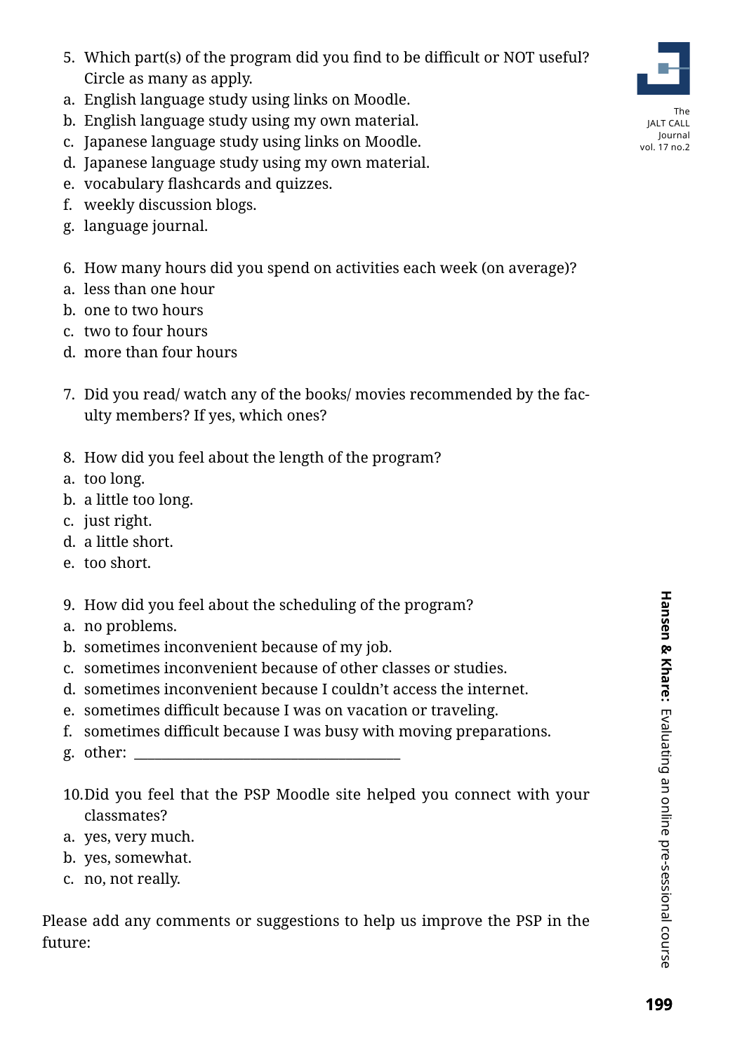5. Which part(s) of the program did you find to be difficult or NOT useful? Circle as many as apply.
a. English language study using links on Moodle.
b. English language study using my own material.
c. Japanese language study using links on Moodle.
d. Japanese language study using my own material.
e. vocabulary flashcards and quizzes.
f. weekly discussion blogs.
g. language journal.

6. How many hours did you spend on activities each week (on average)?
a. less than one hour
b. one to two hours
c. two to four hours
d. more than four hours

7. Did you read/ watch any of the books/ movies recommended by the faculty members? If yes, which ones?

8. How did you feel about the length of the program?
a. too long.
b. a little too long.
c. just right.
d. a little short.
e. too short.

9. How did you feel about the scheduling of the program?
a. no problems.
b. sometimes inconvenient because of my job.
c. sometimes inconvenient because of other classes or studies.
d. sometimes inconvenient because I couldn't access the internet.
e. sometimes difficult because I was on vacation or traveling.
f. sometimes difficult because I was busy with moving preparations.
g. other: ______________________________________

10. Did you feel that the PSP Moodle site helped you connect with your classmates?
a. yes, very much.
b. yes, somewhat.
c. no, not really.

Please add any comments or suggestions to help us improve the PSP in the future: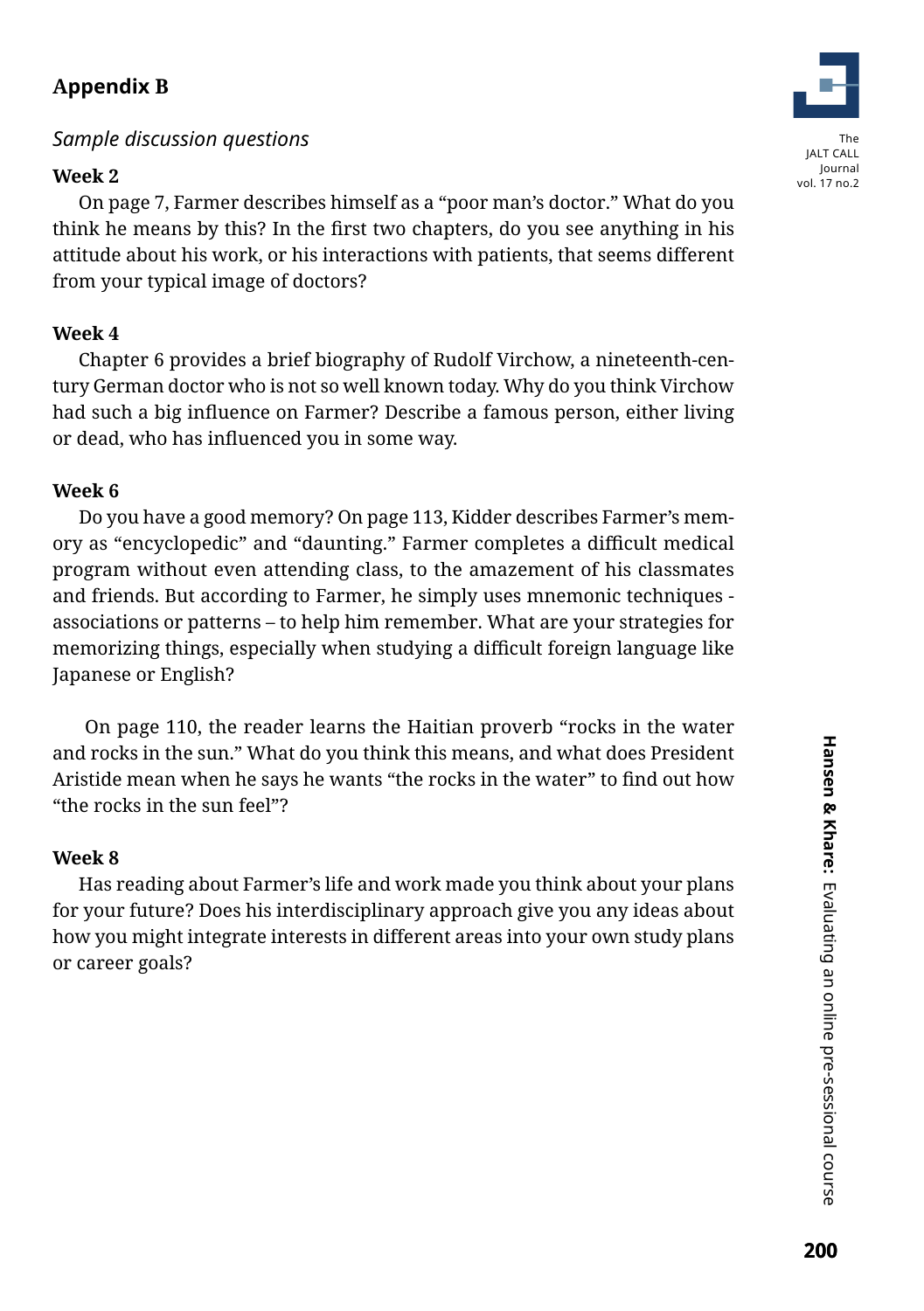## Appendix B

*Sample discussion questions*

**Week 2**

On page 7, Farmer describes himself as a "poor man's doctor." What do you think he means by this? In the first two chapters, do you see anything in his attitude about his work, or his interactions with patients, that seems different from your typical image of doctors?

**Week 4**

Chapter 6 provides a brief biography of Rudolf Virchow, a nineteenth-century German doctor who is not so well known today. Why do you think Virchow had such a big influence on Farmer? Describe a famous person, either living or dead, who has influenced you in some way.

**Week 6**

Do you have a good memory? On page 113, Kidder describes Farmer's memory as "encyclopedic" and "daunting." Farmer completes a difficult medical program without even attending class, to the amazement of his classmates and friends. But according to Farmer, he simply uses mnemonic techniques - associations or patterns – to help him remember. What are your strategies for memorizing things, especially when studying a difficult foreign language like Japanese or English?

On page 110, the reader learns the Haitian proverb "rocks in the water and rocks in the sun." What do you think this means, and what does President Aristide mean when he says he wants "the rocks in the water" to find out how "the rocks in the sun feel"?

**Week 8**

Has reading about Farmer's life and work made you think about your plans for your future? Does his interdisciplinary approach give you any ideas about how you might integrate interests in different areas into your own study plans or career goals?